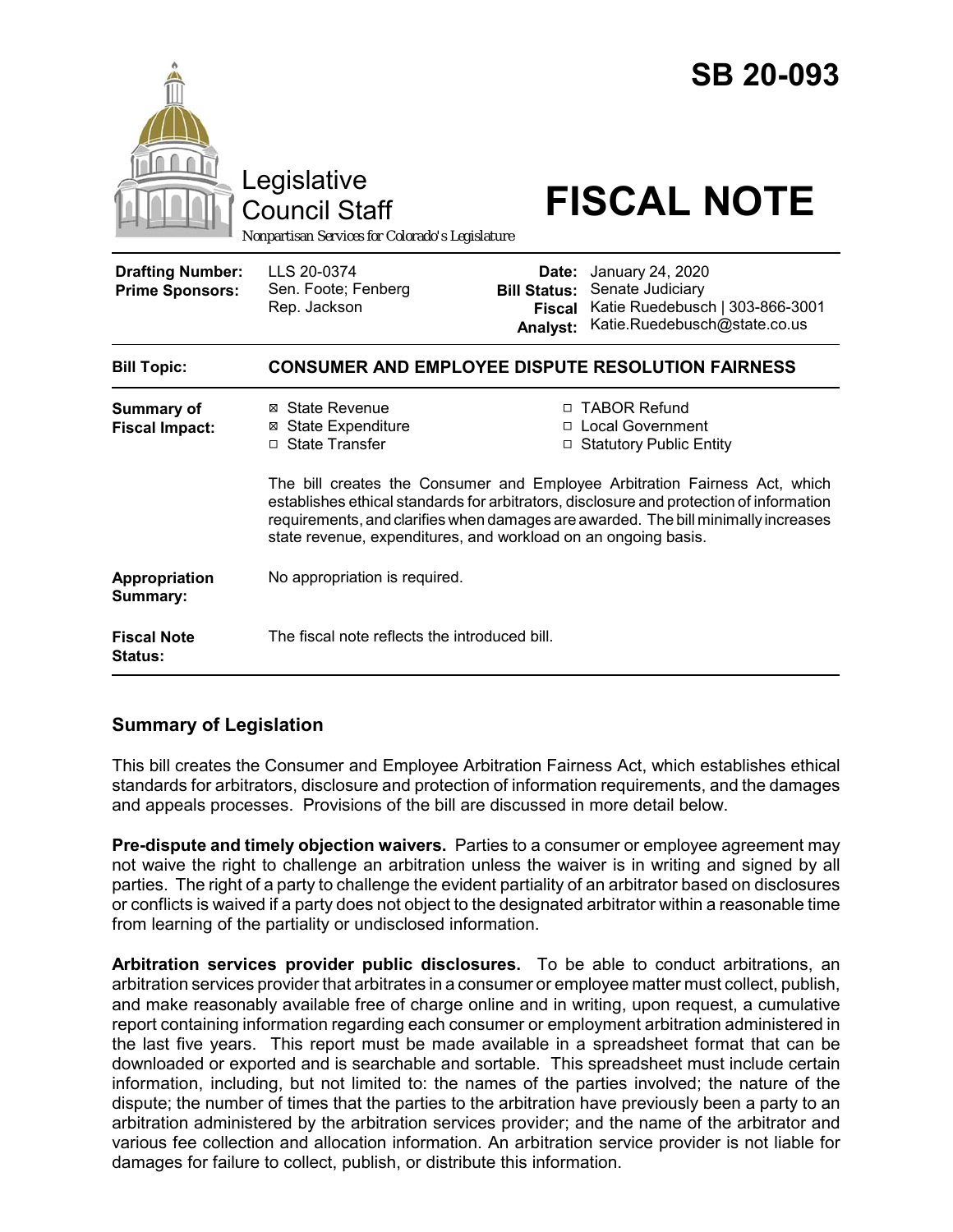# SB 20-093

Legislative Council Staff

*Nonpartisan Services for Colorado's Legislature*

# FISCAL NOTE

| | | | |
|---|---|---|---|
| **Drafting Number:** | LLS 20-0374 | **Date:** | January 24, 2020 |
| **Prime Sponsors:** | Sen. Foote; Fenberg<br>Rep. Jackson | **Bill Status:** | Senate Judiciary |
| | | **Fiscal Analyst:** | Katie Ruedebusch \| 303-866-3001<br>Katie.Ruedebusch@state.co.us |

| | |
|---|---|
| **Bill Topic:** | **CONSUMER AND EMPLOYEE DISPUTE RESOLUTION FAIRNESS** |
| **Summary of Fiscal Impact:** | ☒ State Revenue ☐ TABOR Refund<br>☒ State Expenditure ☐ Local Government<br>☐ State Transfer ☐ Statutory Public Entity<br><br>The bill creates the Consumer and Employee Arbitration Fairness Act, which establishes ethical standards for arbitrators, disclosure and protection of information requirements, and clarifies when damages are awarded. The bill minimally increases state revenue, expenditures, and workload on an ongoing basis. |
| **Appropriation Summary:** | No appropriation is required. |
| **Fiscal Note Status:** | The fiscal note reflects the introduced bill. |

## Summary of Legislation

This bill creates the Consumer and Employee Arbitration Fairness Act, which establishes ethical standards for arbitrators, disclosure and protection of information requirements, and the damages and appeals processes. Provisions of the bill are discussed in more detail below.

**Pre-dispute and timely objection waivers.** Parties to a consumer or employee agreement may not waive the right to challenge an arbitration unless the waiver is in writing and signed by all parties. The right of a party to challenge the evident partiality of an arbitrator based on disclosures or conflicts is waived if a party does not object to the designated arbitrator within a reasonable time from learning of the partiality or undisclosed information.

**Arbitration services provider public disclosures.** To be able to conduct arbitrations, an arbitration services provider that arbitrates in a consumer or employee matter must collect, publish, and make reasonably available free of charge online and in writing, upon request, a cumulative report containing information regarding each consumer or employment arbitration administered in the last five years. This report must be made available in a spreadsheet format that can be downloaded or exported and is searchable and sortable. This spreadsheet must include certain information, including, but not limited to: the names of the parties involved; the nature of the dispute; the number of times that the parties to the arbitration have previously been a party to an arbitration administered by the arbitration services provider; and the name of the arbitrator and various fee collection and allocation information. An arbitration service provider is not liable for damages for failure to collect, publish, or distribute this information.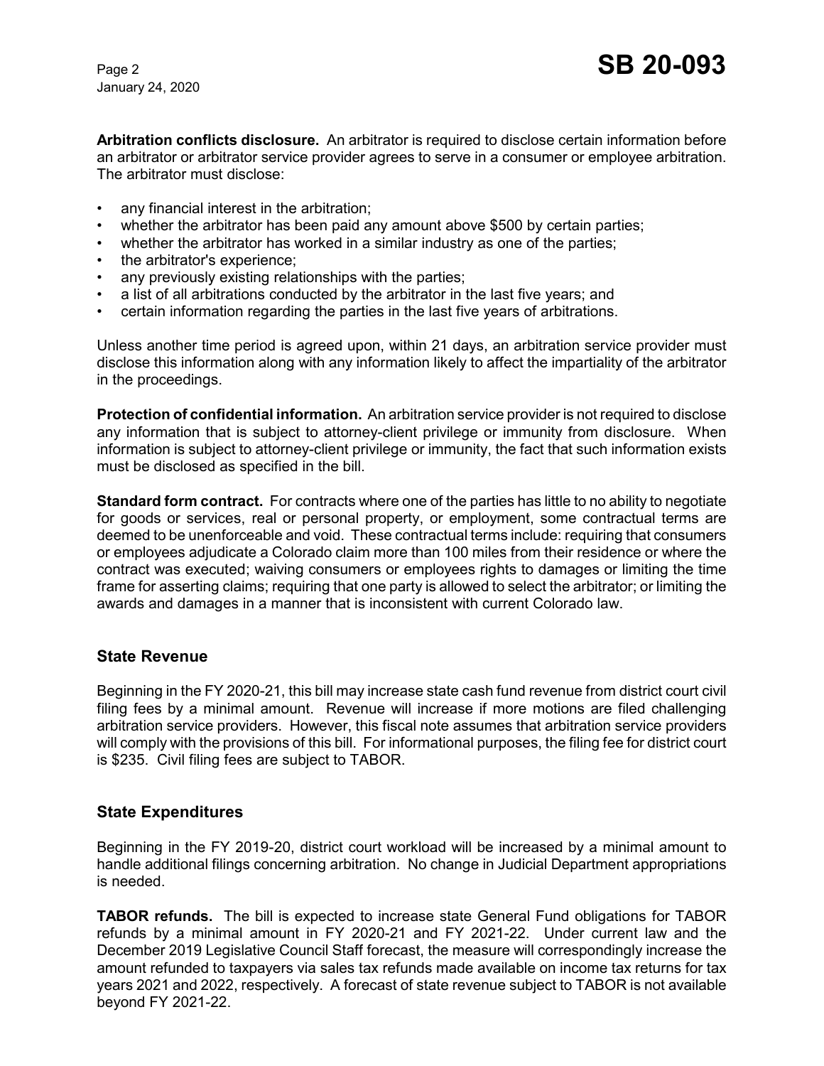**Arbitration conflicts disclosure.** An arbitrator is required to disclose certain information before an arbitrator or arbitrator service provider agrees to serve in a consumer or employee arbitration. The arbitrator must disclose:

- any financial interest in the arbitration;
- whether the arbitrator has been paid any amount above $500 by certain parties;
- whether the arbitrator has worked in a similar industry as one of the parties;
- the arbitrator's experience;
- any previously existing relationships with the parties;
- a list of all arbitrations conducted by the arbitrator in the last five years; and
- certain information regarding the parties in the last five years of arbitrations.

Unless another time period is agreed upon, within 21 days, an arbitration service provider must disclose this information along with any information likely to affect the impartiality of the arbitrator in the proceedings.

**Protection of confidential information.** An arbitration service provider is not required to disclose any information that is subject to attorney-client privilege or immunity from disclosure. When information is subject to attorney-client privilege or immunity, the fact that such information exists must be disclosed as specified in the bill.

**Standard form contract.** For contracts where one of the parties has little to no ability to negotiate for goods or services, real or personal property, or employment, some contractual terms are deemed to be unenforceable and void. These contractual terms include: requiring that consumers or employees adjudicate a Colorado claim more than 100 miles from their residence or where the contract was executed; waiving consumers or employees rights to damages or limiting the time frame for asserting claims; requiring that one party is allowed to select the arbitrator; or limiting the awards and damages in a manner that is inconsistent with current Colorado law.

## State Revenue

Beginning in the FY 2020-21, this bill may increase state cash fund revenue from district court civil filing fees by a minimal amount. Revenue will increase if more motions are filed challenging arbitration service providers. However, this fiscal note assumes that arbitration service providers will comply with the provisions of this bill. For informational purposes, the filing fee for district court is $235. Civil filing fees are subject to TABOR.

## State Expenditures

Beginning in the FY 2019-20, district court workload will be increased by a minimal amount to handle additional filings concerning arbitration. No change in Judicial Department appropriations is needed.

**TABOR refunds.** The bill is expected to increase state General Fund obligations for TABOR refunds by a minimal amount in FY 2020-21 and FY 2021-22. Under current law and the December 2019 Legislative Council Staff forecast, the measure will correspondingly increase the amount refunded to taxpayers via sales tax refunds made available on income tax returns for tax years 2021 and 2022, respectively. A forecast of state revenue subject to TABOR is not available beyond FY 2021-22.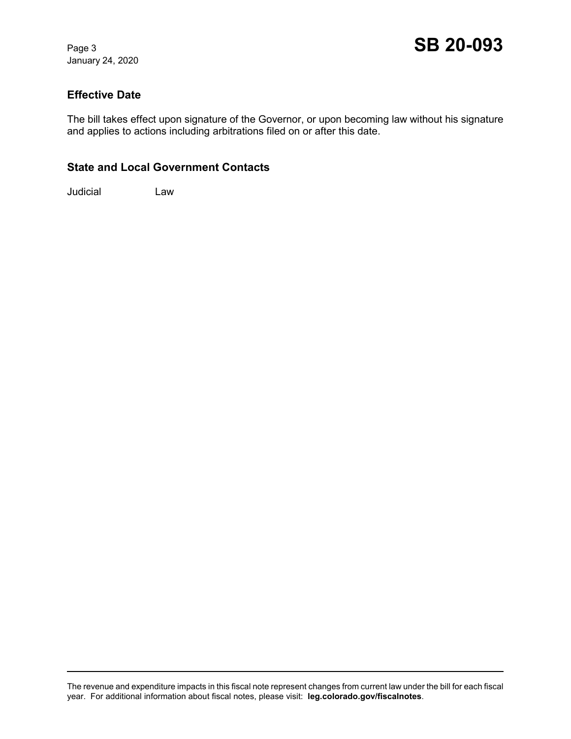## Effective Date

The bill takes effect upon signature of the Governor, or upon becoming law without his signature and applies to actions including arbitrations filed on or after this date.

## State and Local Government Contacts

Judicial    Law

The revenue and expenditure impacts in this fiscal note represent changes from current law under the bill for each fiscal year. For additional information about fiscal notes, please visit: **leg.colorado.gov/fiscalnotes**.